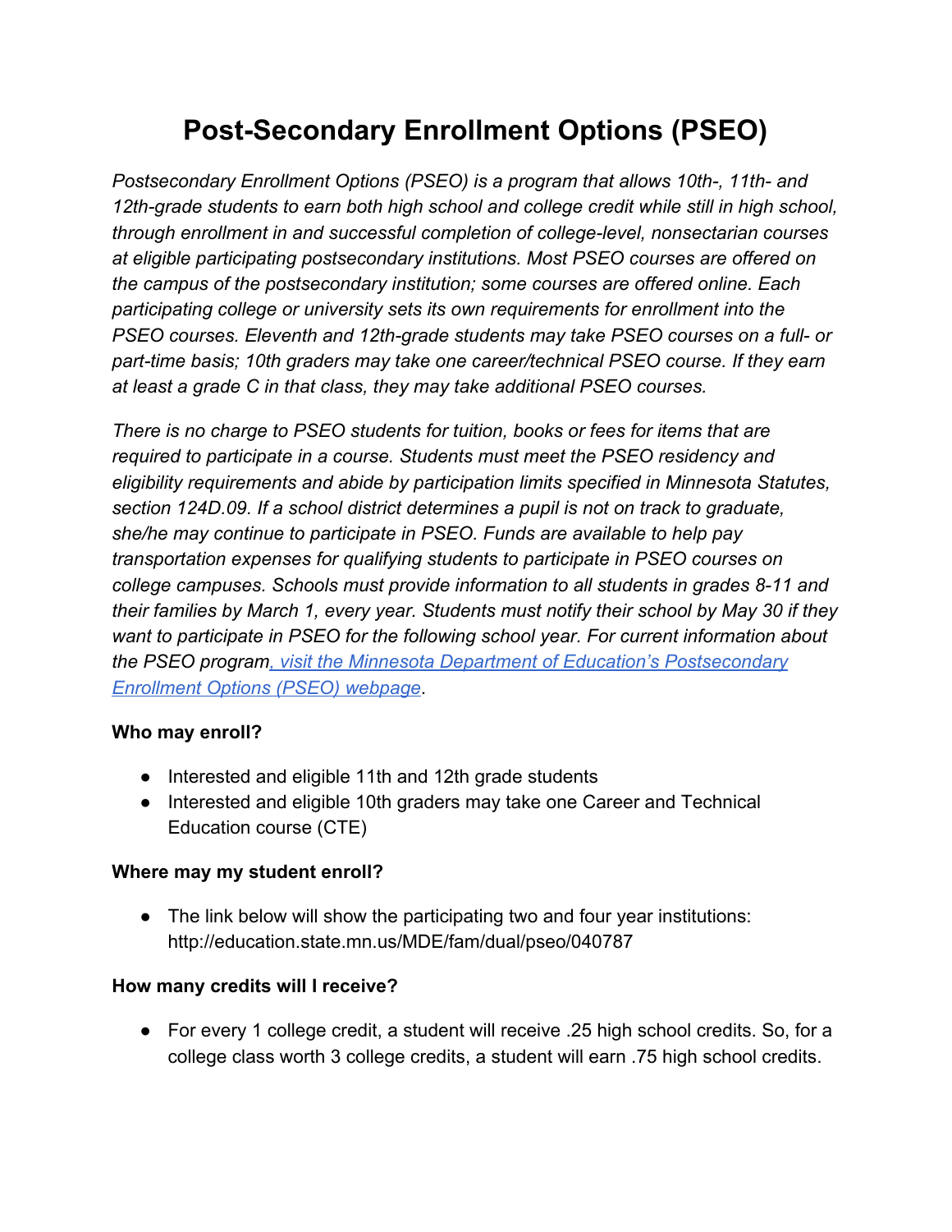# Post-Secondary Enrollment Options (PSEO)

*Postsecondary Enrollment Options (PSEO) is a program that allows 10th-, 11th- and 12th-grade students to earn both high school and college credit while still in high school, through enrollment in and successful completion of college-level, nonsectarian courses at eligible participating postsecondary institutions. Most PSEO courses are offered on the campus of the postsecondary institution; some courses are offered online. Each participating college or university sets its own requirements for enrollment into the PSEO courses. Eleventh and 12th-grade students may take PSEO courses on a full- or part-time basis; 10th graders may take one career/technical PSEO course. If they earn at least a grade C in that class, they may take additional PSEO courses.*

*There is no charge to PSEO students for tuition, books or fees for items that are required to participate in a course. Students must meet the PSEO residency and eligibility requirements and abide by participation limits specified in Minnesota Statutes, section 124D.09. If a school district determines a pupil is not on track to graduate, she/he may continue to participate in PSEO. Funds are available to help pay transportation expenses for qualifying students to participate in PSEO courses on college campuses. Schools must provide information to all students in grades 8-11 and their families by March 1, every year. Students must notify their school by May 30 if they want to participate in PSEO for the following school year. For current information about the PSEO program, visit the Minnesota Department of Education's Postsecondary Enrollment Options (PSEO) webpage.*

**Who may enroll?**

- Interested and eligible 11th and 12th grade students
- Interested and eligible 10th graders may take one Career and Technical Education course (CTE)

**Where may my student enroll?**

- The link below will show the participating two and four year institutions: http://education.state.mn.us/MDE/fam/dual/pseo/040787

**How many credits will I receive?**

- For every 1 college credit, a student will receive .25 high school credits. So, for a college class worth 3 college credits, a student will earn .75 high school credits.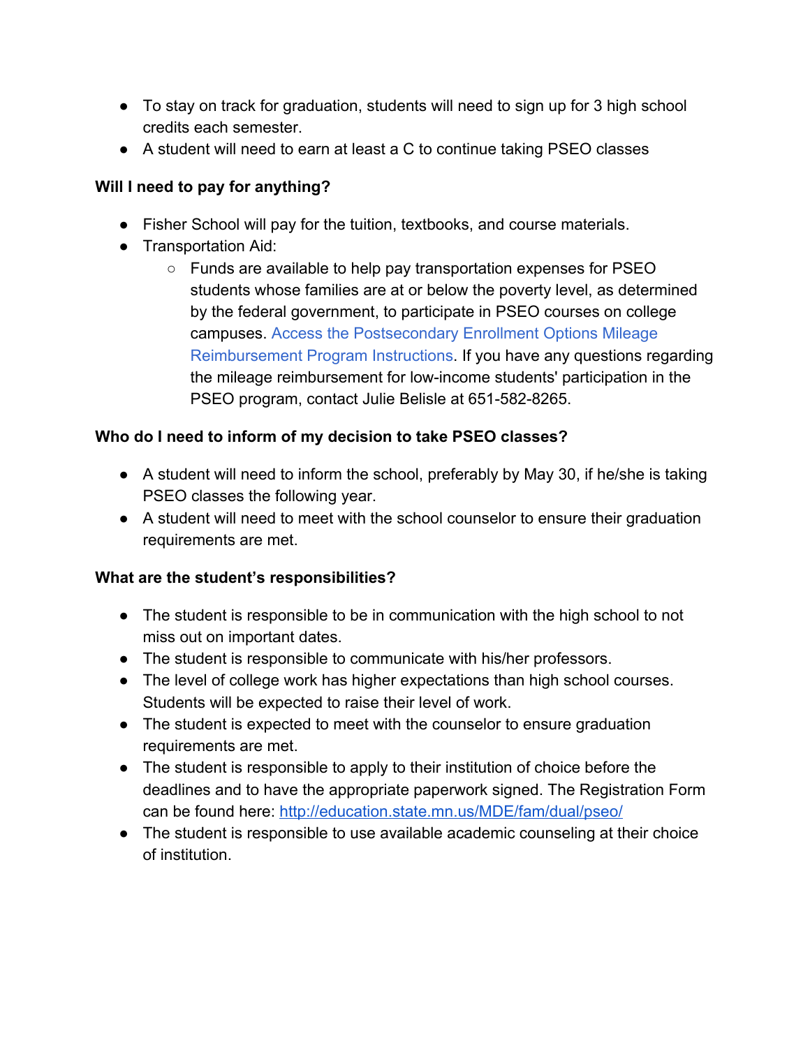- To stay on track for graduation, students will need to sign up for 3 high school credits each semester.
- A student will need to earn at least a C to continue taking PSEO classes

**Will I need to pay for anything?**

- Fisher School will pay for the tuition, textbooks, and course materials.
- Transportation Aid:
  - Funds are available to help pay transportation expenses for PSEO students whose families are at or below the poverty level, as determined by the federal government, to participate in PSEO courses on college campuses. Access the Postsecondary Enrollment Options Mileage Reimbursement Program Instructions. If you have any questions regarding the mileage reimbursement for low-income students' participation in the PSEO program, contact Julie Belisle at 651-582-8265.

**Who do I need to inform of my decision to take PSEO classes?**

- A student will need to inform the school, preferably by May 30, if he/she is taking PSEO classes the following year.
- A student will need to meet with the school counselor to ensure their graduation requirements are met.

**What are the student's responsibilities?**

- The student is responsible to be in communication with the high school to not miss out on important dates.
- The student is responsible to communicate with his/her professors.
- The level of college work has higher expectations than high school courses. Students will be expected to raise their level of work.
- The student is expected to meet with the counselor to ensure graduation requirements are met.
- The student is responsible to apply to their institution of choice before the deadlines and to have the appropriate paperwork signed. The Registration Form can be found here: http://education.state.mn.us/MDE/fam/dual/pseo/
- The student is responsible to use available academic counseling at their choice of institution.